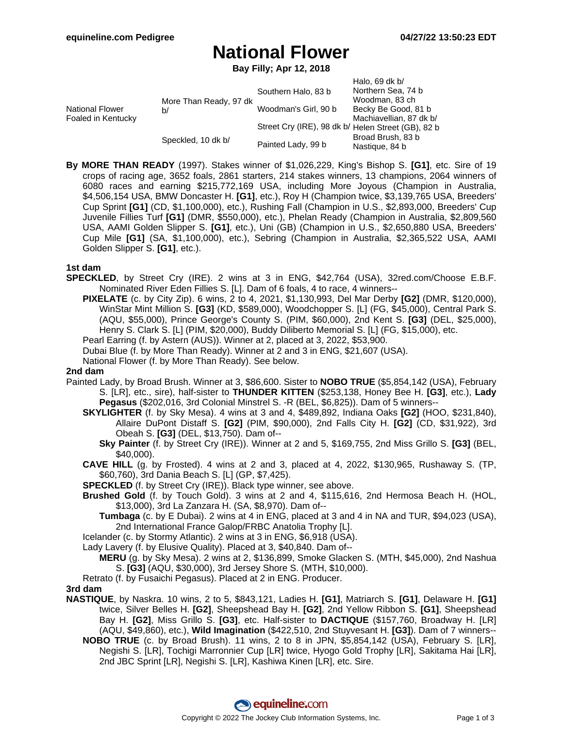# National Flower

**Bay Filly; Apr 12, 2018**

| | | | |
|---|---|---|---|
| National Flower Foaled in Kentucky | More Than Ready, 97 dk b/ | Southern Halo, 83 b | Halo, 69 dk b/ |
| | | | Northern Sea, 74 b |
| | | Woodman's Girl, 90 b | Woodman, 83 ch |
| | | | Becky Be Good, 81 b |
| | Speckled, 10 dk b/ | Street Cry (IRE), 98 dk b/ | Machiavellian, 87 dk b/ |
| | | | Helen Street (GB), 82 b |
| | | Painted Lady, 99 b | Broad Brush, 83 b |
| | | | Nastique, 84 b |

**By MORE THAN READY** (1997). Stakes winner of $1,026,229, King's Bishop S. **[G1]**, etc. Sire of 19 crops of racing age, 3652 foals, 2861 starters, 214 stakes winners, 13 champions, 2064 winners of 6080 races and earning $215,772,169 USA, including More Joyous (Champion in Australia, $4,506,154 USA, BMW Doncaster H. **[G1]**, etc.), Roy H (Champion twice, $3,139,765 USA, Breeders' Cup Sprint **[G1]** (CD, $1,100,000), etc.), Rushing Fall (Champion in U.S., $2,893,000, Breeders' Cup Juvenile Fillies Turf **[G1]** (DMR, $550,000), etc.), Phelan Ready (Champion in Australia, $2,809,560 USA, AAMI Golden Slipper S. **[G1]**, etc.), Uni (GB) (Champion in U.S., $2,650,880 USA, Breeders' Cup Mile **[G1]** (SA, $1,100,000), etc.), Sebring (Champion in Australia, $2,365,522 USA, AAMI Golden Slipper S. **[G1]**, etc.).

**1st dam**

**SPECKLED**, by Street Cry (IRE). 2 wins at 3 in ENG, $42,764 (USA), 32red.com/Choose E.B.F. Nominated River Eden Fillies S. [L]. Dam of 6 foals, 4 to race, 4 winners--

- **PIXELATE** (c. by City Zip). 6 wins, 2 to 4, 2021, $1,130,993, Del Mar Derby **[G2]** (DMR, $120,000), WinStar Mint Million S. **[G3]** (KD, $589,000), Woodchopper S. [L] (FG, $45,000), Central Park S. (AQU, $55,000), Prince George's County S. (PIM, $60,000), 2nd Kent S. **[G3]** (DEL, $25,000), Henry S. Clark S. [L] (PIM, $20,000), Buddy Diliberto Memorial S. [L] (FG, $15,000), etc.
- Pearl Earring (f. by Astern (AUS)). Winner at 2, placed at 3, 2022, $53,900.
- Dubai Blue (f. by More Than Ready). Winner at 2 and 3 in ENG, $21,607 (USA).
- National Flower (f. by More Than Ready). See below.

**2nd dam**

Painted Lady, by Broad Brush. Winner at 3, $86,600. Sister to **NOBO TRUE** ($5,854,142 (USA), February S. [LR], etc., sire), half-sister to **THUNDER KITTEN** ($253,138, Honey Bee H. **[G3]**, etc.), **Lady Pegasus** ($202,016, 3rd Colonial Minstrel S. -R (BEL, $6,825)). Dam of 5 winners--

- **SKYLIGHTER** (f. by Sky Mesa). 4 wins at 3 and 4, $489,892, Indiana Oaks **[G2]** (HOO, $231,840), Allaire DuPont Distaff S. **[G2]** (PIM, $90,000), 2nd Falls City H. **[G2]** (CD, $31,922), 3rd Obeah S. **[G3]** (DEL, $13,750). Dam of--
  - **Sky Painter** (f. by Street Cry (IRE)). Winner at 2 and 5, $169,755, 2nd Miss Grillo S. **[G3]** (BEL, $40,000).
- **CAVE HILL** (g. by Frosted). 4 wins at 2 and 3, placed at 4, 2022, $130,965, Rushaway S. (TP, $60,760), 3rd Dania Beach S. [L] (GP, $7,425).
- **SPECKLED** (f. by Street Cry (IRE)). Black type winner, see above.
- **Brushed Gold** (f. by Touch Gold). 3 wins at 2 and 4, $115,616, 2nd Hermosa Beach H. (HOL, $13,000), 3rd La Zanzara H. (SA, $8,970). Dam of--
  - **Tumbaga** (c. by E Dubai). 2 wins at 4 in ENG, placed at 3 and 4 in NA and TUR, $94,023 (USA), 2nd International France Galop/FRBC Anatolia Trophy [L].
- Icelander (c. by Stormy Atlantic). 2 wins at 3 in ENG, $6,918 (USA).
- Lady Lavery (f. by Elusive Quality). Placed at 3, $40,840. Dam of--
  - **MERU** (g. by Sky Mesa). 2 wins at 2, $136,899, Smoke Glacken S. (MTH, $45,000), 2nd Nashua S. **[G3]** (AQU, $30,000), 3rd Jersey Shore S. (MTH, $10,000).
- Retrato (f. by Fusaichi Pegasus). Placed at 2 in ENG. Producer.

**3rd dam**

**NASTIQUE**, by Naskra. 10 wins, 2 to 5, $843,121, Ladies H. **[G1]**, Matriarch S. **[G1]**, Delaware H. **[G1]** twice, Silver Belles H. **[G2]**, Sheepshead Bay H. **[G2]**, 2nd Yellow Ribbon S. **[G1]**, Sheepshead Bay H. **[G2]**, Miss Grillo S. **[G3]**, etc. Half-sister to **DACTIQUE** ($157,760, Broadway H. [LR] (AQU, $49,860), etc.), **Wild Imagination** ($422,510, 2nd Stuyvesant H. **[G3]**). Dam of 7 winners--

- **NOBO TRUE** (c. by Broad Brush). 11 wins, 2 to 8 in JPN, $5,854,142 (USA), February S. [LR], Negishi S. [LR], Tochigi Marronnier Cup [LR] twice, Hyogo Gold Trophy [LR], Sakitama Hai [LR], 2nd JBC Sprint [LR], Negishi S. [LR], Kashiwa Kinen [LR], etc. Sire.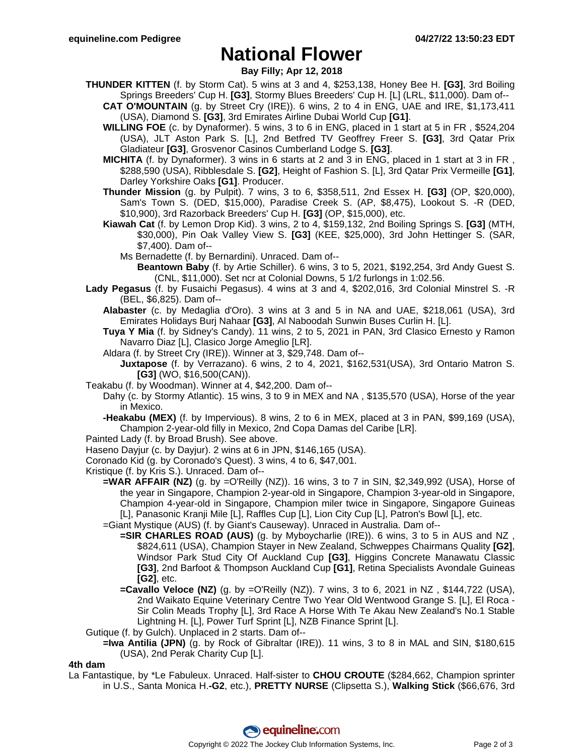# National Flower

**Bay Filly; Apr 12, 2018**

**THUNDER KITTEN** (f. by Storm Cat). 5 wins at 3 and 4, $253,138, Honey Bee H. **[G3]**, 3rd Boiling Springs Breeders' Cup H. **[G3]**, Stormy Blues Breeders' Cup H. [L] (LRL, $11,000). Dam of--

- **CAT O'MOUNTAIN** (g. by Street Cry (IRE)). 6 wins, 2 to 4 in ENG, UAE and IRE, $1,173,411 (USA), Diamond S. **[G3]**, 3rd Emirates Airline Dubai World Cup **[G1]**.
- **WILLING FOE** (c. by Dynaformer). 5 wins, 3 to 6 in ENG, placed in 1 start at 5 in FR , $524,204 (USA), JLT Aston Park S. [L], 2nd Betfred TV Geoffrey Freer S. **[G3]**, 3rd Qatar Prix Gladiateur **[G3]**, Grosvenor Casinos Cumberland Lodge S. **[G3]**.
- **MICHITA** (f. by Dynaformer). 3 wins in 6 starts at 2 and 3 in ENG, placed in 1 start at 3 in FR , $288,590 (USA), Ribblesdale S. **[G2]**, Height of Fashion S. [L], 3rd Qatar Prix Vermeille **[G1]**, Darley Yorkshire Oaks **[G1]**. Producer.
- **Thunder Mission** (g. by Pulpit). 7 wins, 3 to 6, $358,511, 2nd Essex H. **[G3]** (OP, $20,000), Sam's Town S. (DED, $15,000), Paradise Creek S. (AP, $8,475), Lookout S. -R (DED, $10,900), 3rd Razorback Breeders' Cup H. **[G3]** (OP, $15,000), etc.
- **Kiawah Cat** (f. by Lemon Drop Kid). 3 wins, 2 to 4, $159,132, 2nd Boiling Springs S. **[G3]** (MTH, $30,000), Pin Oak Valley View S. **[G3]** (KEE, $25,000), 3rd John Hettinger S. (SAR, $7,400). Dam of--
  - Ms Bernadette (f. by Bernardini). Unraced. Dam of--
    - **Beantown Baby** (f. by Artie Schiller). 6 wins, 3 to 5, 2021, $192,254, 3rd Andy Guest S. (CNL, $11,000). Set ncr at Colonial Downs, 5 1/2 furlongs in 1:02.56.

**Lady Pegasus** (f. by Fusaichi Pegasus). 4 wins at 3 and 4, $202,016, 3rd Colonial Minstrel S. -R (BEL, $6,825). Dam of--

- **Alabaster** (c. by Medaglia d'Oro). 3 wins at 3 and 5 in NA and UAE, $218,061 (USA), 3rd Emirates Holidays Burj Nahaar **[G3]**, Al Naboodah Sunwin Buses Curlin H. [L].
- **Tuya Y Mia** (f. by Sidney's Candy). 11 wins, 2 to 5, 2021 in PAN, 3rd Clasico Ernesto y Ramon Navarro Diaz [L], Clasico Jorge Ameglio [LR].
- Aldara (f. by Street Cry (IRE)). Winner at 3, $29,748. Dam of--
  - **Juxtapose** (f. by Verrazano). 6 wins, 2 to 4, 2021, $162,531(USA), 3rd Ontario Matron S. **[G3]** (WO, $16,500(CAN)).

Teakabu (f. by Woodman). Winner at 4, $42,200. Dam of--

- Dahy (c. by Stormy Atlantic). 15 wins, 3 to 9 in MEX and NA , $135,570 (USA), Horse of the year in Mexico.
- **-Heakabu (MEX)** (f. by Impervious). 8 wins, 2 to 6 in MEX, placed at 3 in PAN, $99,169 (USA), Champion 2-year-old filly in Mexico, 2nd Copa Damas del Caribe [LR].

Painted Lady (f. by Broad Brush). See above.

Haseno Dayjur (c. by Dayjur). 2 wins at 6 in JPN, $146,165 (USA).

Coronado Kid (g. by Coronado's Quest). 3 wins, 4 to 6, $47,001.

Kristique (f. by Kris S.). Unraced. Dam of--

- **=WAR AFFAIR (NZ)** (g. by =O'Reilly (NZ)). 16 wins, 3 to 7 in SIN, $2,349,992 (USA), Horse of the year in Singapore, Champion 2-year-old in Singapore, Champion 3-year-old in Singapore, Champion 4-year-old in Singapore, Champion miler twice in Singapore, Singapore Guineas [L], Panasonic Kranji Mile [L], Raffles Cup [L], Lion City Cup [L], Patron's Bowl [L], etc.
- =Giant Mystique (AUS) (f. by Giant's Causeway). Unraced in Australia. Dam of--
  - **=SIR CHARLES ROAD (AUS)** (g. by Myboycharlie (IRE)). 6 wins, 3 to 5 in AUS and NZ , $824,611 (USA), Champion Stayer in New Zealand, Schweppes Chairmans Quality **[G2]**, Windsor Park Stud City Of Auckland Cup **[G3]**, Higgins Concrete Manawatu Classic **[G3]**, 2nd Barfoot & Thompson Auckland Cup **[G1]**, Retina Specialists Avondale Guineas **[G2]**, etc.
  - **=Cavallo Veloce (NZ)** (g. by =O'Reilly (NZ)). 7 wins, 3 to 6, 2021 in NZ , $144,722 (USA), 2nd Waikato Equine Veterinary Centre Two Year Old Wentwood Grange S. [L], El Roca - Sir Colin Meads Trophy [L], 3rd Race A Horse With Te Akau New Zealand's No.1 Stable Lightning H. [L], Power Turf Sprint [L], NZB Finance Sprint [L].

Gutique (f. by Gulch). Unplaced in 2 starts. Dam of--

- **=Iwa Antilia (JPN)** (g. by Rock of Gibraltar (IRE)). 11 wins, 3 to 8 in MAL and SIN, $180,615 (USA), 2nd Perak Charity Cup [L].

**4th dam**

La Fantastique, by *Le Fabuleux. Unraced. Half-sister to **CHOU CROUTE** ($284,662, Champion sprinter in U.S., Santa Monica H.**-G2**, etc.), **PRETTY NURSE** (Clipsetta S.), **Walking Stick** ($66,676, 3rd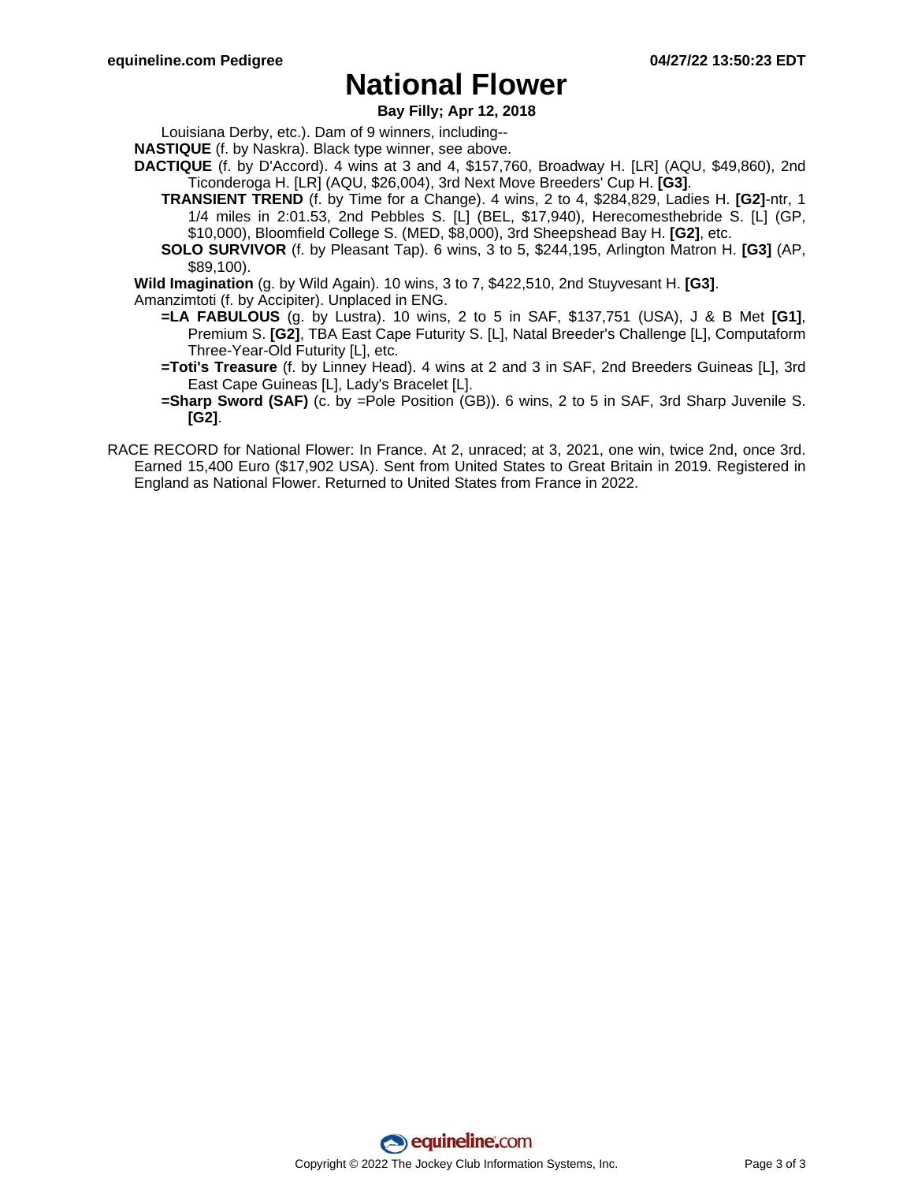# National Flower

**Bay Filly; Apr 12, 2018**

Louisiana Derby, etc.). Dam of 9 winners, including--

**NASTIQUE** (f. by Naskra). Black type winner, see above.

**DACTIQUE** (f. by D'Accord). 4 wins at 3 and 4, $157,760, Broadway H. [LR] (AQU, $49,860), 2nd Ticonderoga H. [LR] (AQU, $26,004), 3rd Next Move Breeders' Cup H. **[G3]**.

**TRANSIENT TREND** (f. by Time for a Change). 4 wins, 2 to 4, $284,829, Ladies H. **[G2]**-ntr, 1 1/4 miles in 2:01.53, 2nd Pebbles S. [L] (BEL, $17,940), Herecomesthebride S. [L] (GP, $10,000), Bloomfield College S. (MED, $8,000), 3rd Sheepshead Bay H. **[G2]**, etc.

**SOLO SURVIVOR** (f. by Pleasant Tap). 6 wins, 3 to 5, $244,195, Arlington Matron H. **[G3]** (AP, $89,100).

**Wild Imagination** (g. by Wild Again). 10 wins, 3 to 7, $422,510, 2nd Stuyvesant H. **[G3]**.

Amanzimtoti (f. by Accipiter). Unplaced in ENG.

**=LA FABULOUS** (g. by Lustra). 10 wins, 2 to 5 in SAF, $137,751 (USA), J & B Met **[G1]**, Premium S. **[G2]**, TBA East Cape Futurity S. [L], Natal Breeder's Challenge [L], Computaform Three-Year-Old Futurity [L], etc.

**=Toti's Treasure** (f. by Linney Head). 4 wins at 2 and 3 in SAF, 2nd Breeders Guineas [L], 3rd East Cape Guineas [L], Lady's Bracelet [L].

**=Sharp Sword (SAF)** (c. by =Pole Position (GB)). 6 wins, 2 to 5 in SAF, 3rd Sharp Juvenile S. **[G2]**.

RACE RECORD for National Flower: In France. At 2, unraced; at 3, 2021, one win, twice 2nd, once 3rd. Earned 15,400 Euro ($17,902 USA). Sent from United States to Great Britain in 2019. Registered in England as National Flower. Returned to United States from France in 2022.